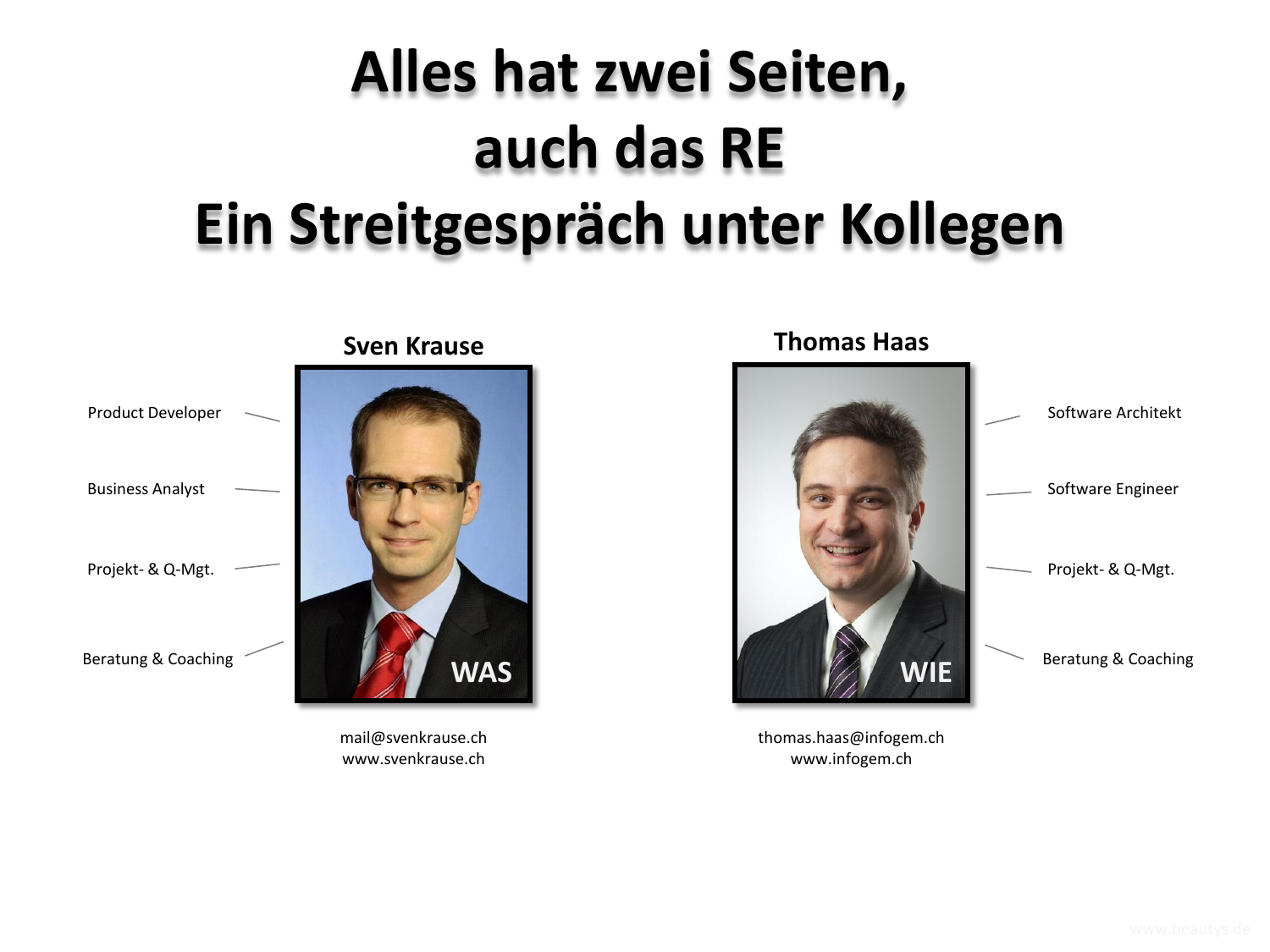# Alles hat zwei Seiten, auch das RE
# Ein Streitgespräch unter Kollegen

**Sven Krause**

- Product Developer
- Business Analyst
- Projekt- & Q-Mgt.
- Beratung & Coaching

WAS

mail@svenkrause.ch
www.svenkrause.ch

**Thomas Haas**

- Software Architekt
- Software Engineer
- Projekt- & Q-Mgt.
- Beratung & Coaching

WIE

thomas.haas@infogem.ch
www.infogem.ch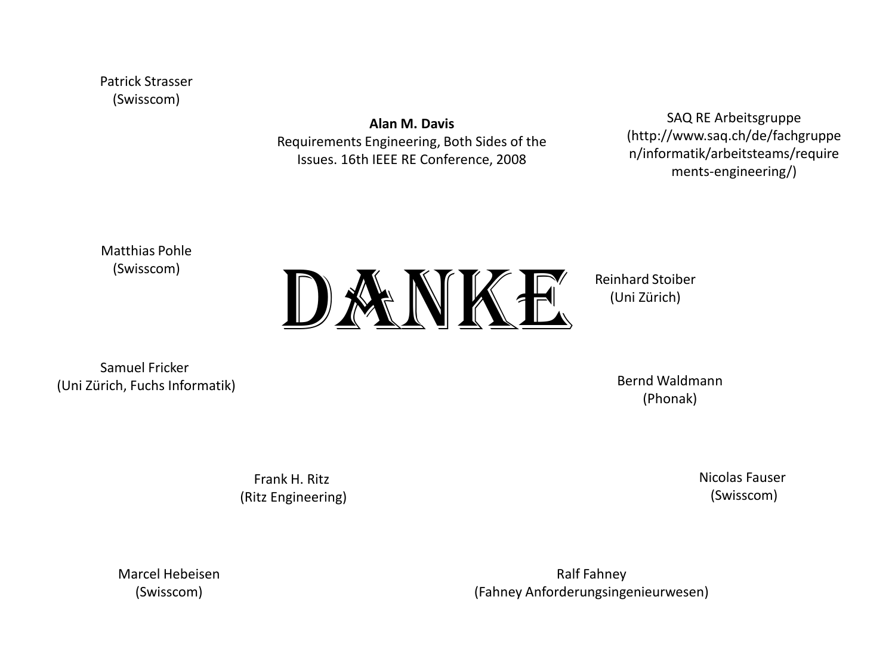# DANKE

Patrick Strasser
(Swisscom)

**Alan M. Davis**
Requirements Engineering, Both Sides of the Issues. 16th IEEE RE Conference, 2008

SAQ RE Arbeitsgruppe
(http://www.saq.ch/de/fachgruppen/informatik/arbeitsteams/requirements-engineering/)

Matthias Pohle
(Swisscom)

Reinhard Stoiber
(Uni Zürich)

Samuel Fricker
(Uni Zürich, Fuchs Informatik)

Bernd Waldmann
(Phonak)

Frank H. Ritz
(Ritz Engineering)

Nicolas Fauser
(Swisscom)

Marcel Hebeisen
(Swisscom)

Ralf Fahney
(Fahney Anforderungsingenieurwesen)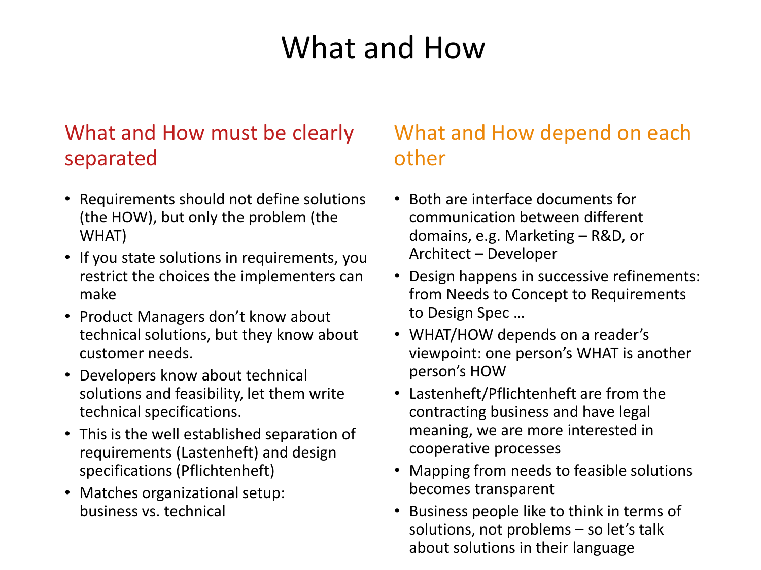# What and How

## What and How must be clearly separated

- Requirements should not define solutions (the HOW), but only the problem (the WHAT)
- If you state solutions in requirements, you restrict the choices the implementers can make
- Product Managers don't know about technical solutions, but they know about customer needs.
- Developers know about technical solutions and feasibility, let them write technical specifications.
- This is the well established separation of requirements (Lastenheft) and design specifications (Pflichtenheft)
- Matches organizational setup: business vs. technical

## What and How depend on each other

- Both are interface documents for communication between different domains, e.g. Marketing – R&D, or Architect – Developer
- Design happens in successive refinements: from Needs to Concept to Requirements to Design Spec …
- WHAT/HOW depends on a reader's viewpoint: one person's WHAT is another person's HOW
- Lastenheft/Pflichtenheft are from the contracting business and have legal meaning, we are more interested in cooperative processes
- Mapping from needs to feasible solutions becomes transparent
- Business people like to think in terms of solutions, not problems – so let's talk about solutions in their language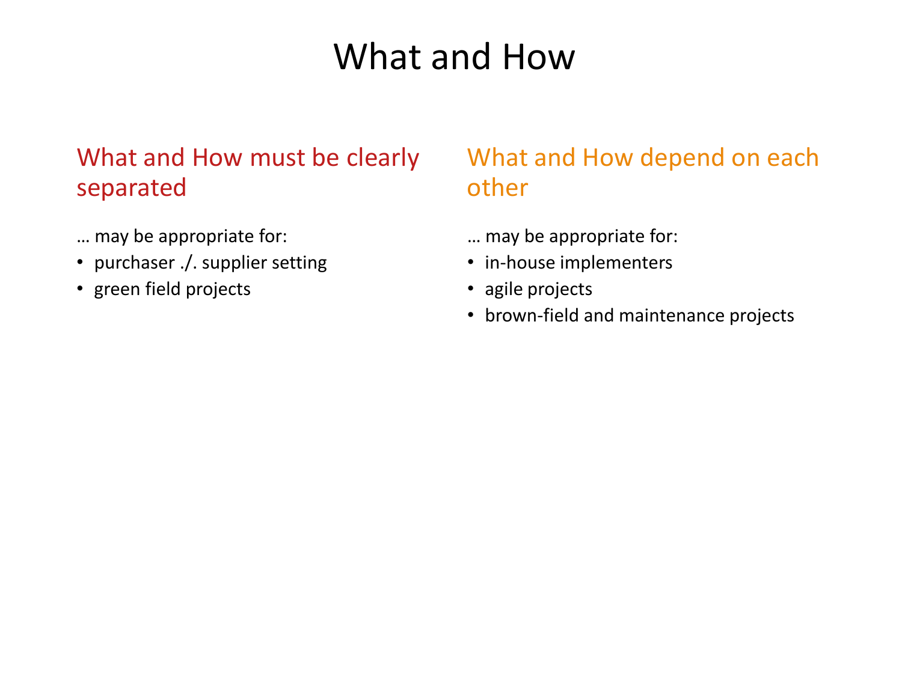# What and How

## What and How must be clearly separated

… may be appropriate for:

- purchaser ./. supplier setting
- green field projects

## What and How depend on each other

… may be appropriate for:

- in-house implementers
- agile projects
- brown-field and maintenance projects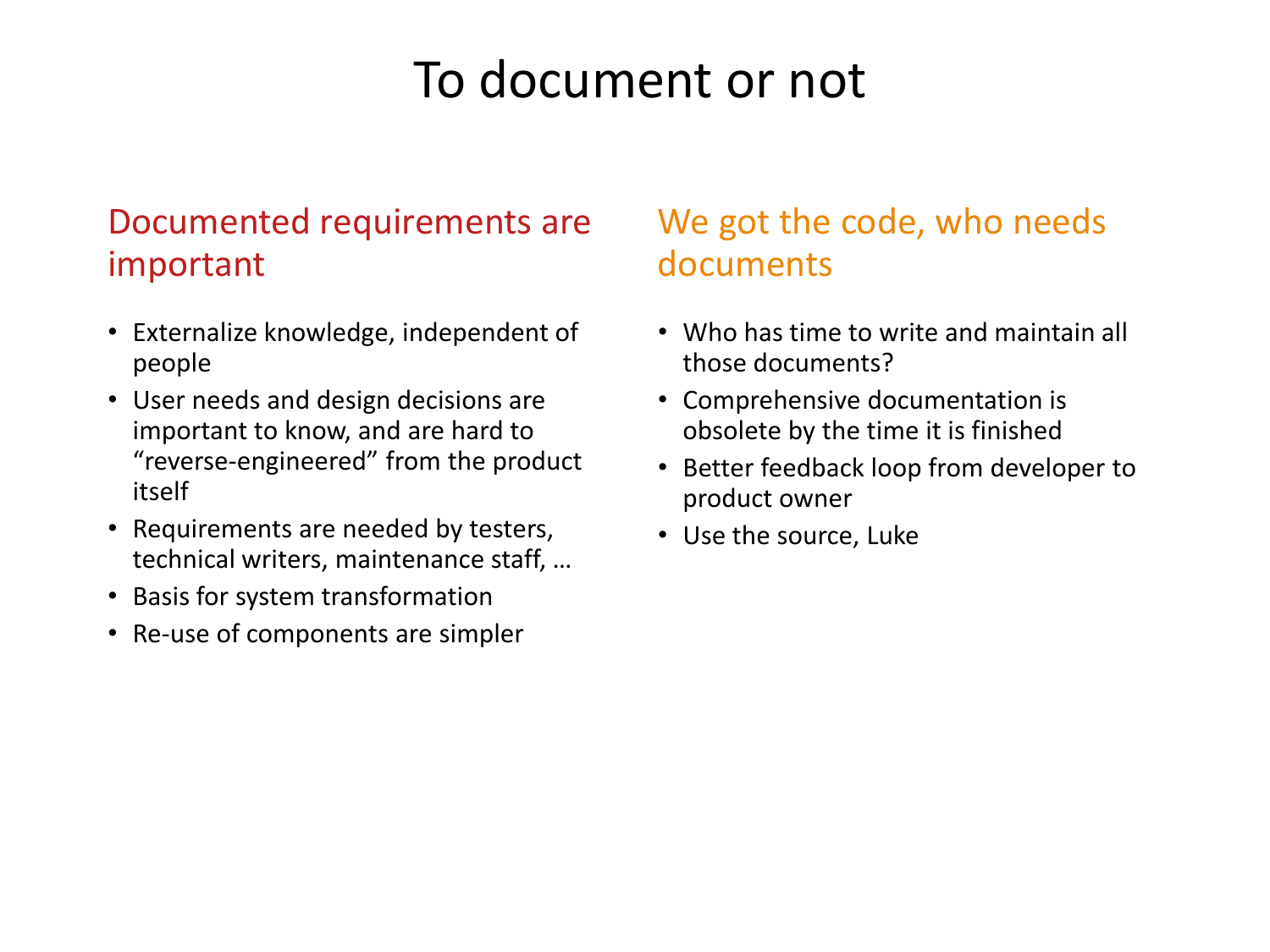# To document or not

## Documented requirements are important

- Externalize knowledge, independent of people
- User needs and design decisions are important to know, and are hard to “reverse-engineered” from the product itself
- Requirements are needed by testers, technical writers, maintenance staff, …
- Basis for system transformation
- Re-use of components are simpler

## We got the code, who needs documents

- Who has time to write and maintain all those documents?
- Comprehensive documentation is obsolete by the time it is finished
- Better feedback loop from developer to product owner
- Use the source, Luke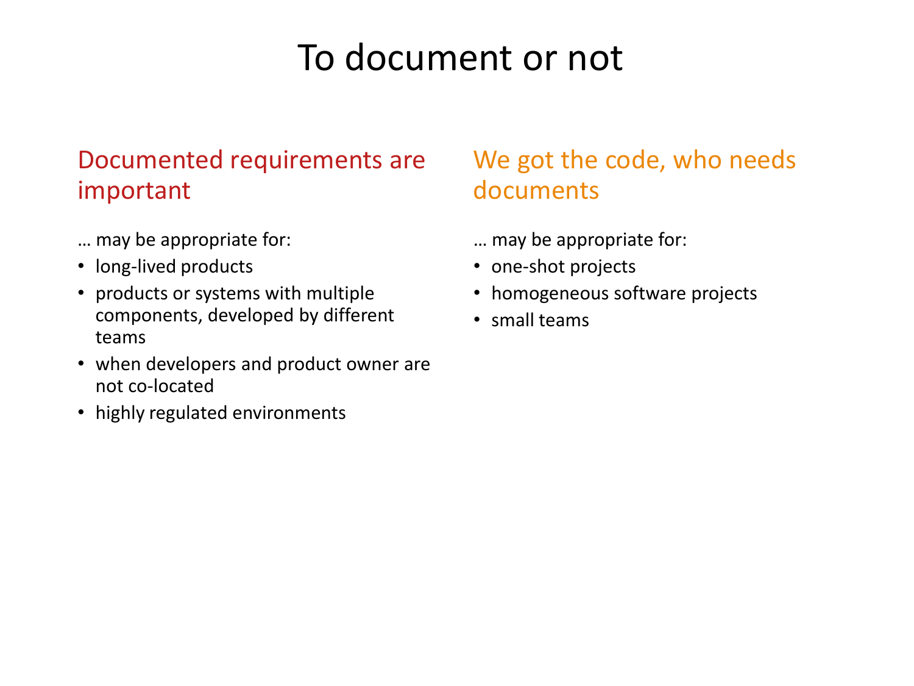# To document or not

## Documented requirements are important

… may be appropriate for:

- long-lived products
- products or systems with multiple components, developed by different teams
- when developers and product owner are not co-located
- highly regulated environments

## We got the code, who needs documents

… may be appropriate for:

- one-shot projects
- homogeneous software projects
- small teams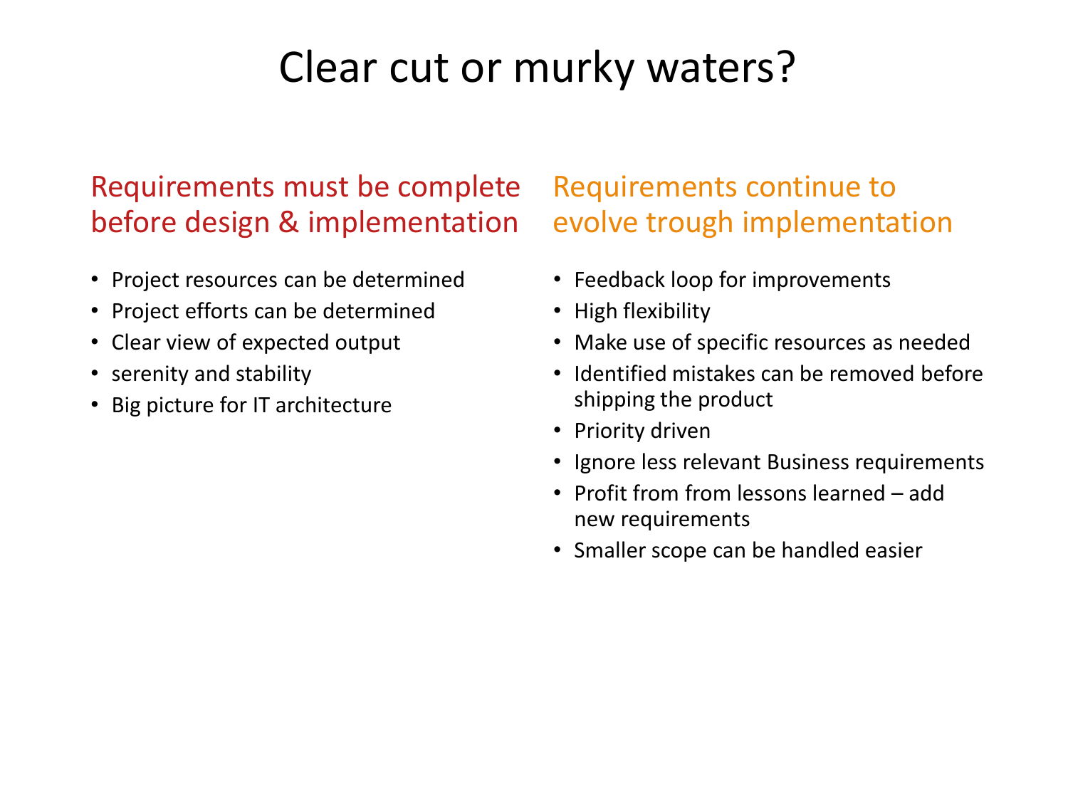# Clear cut or murky waters?

## Requirements must be complete before design & implementation

- Project resources can be determined
- Project efforts can be determined
- Clear view of expected output
- serenity and stability
- Big picture for IT architecture

## Requirements continue to evolve trough implementation

- Feedback loop for improvements
- High flexibility
- Make use of specific resources as needed
- Identified mistakes can be removed before shipping the product
- Priority driven
- Ignore less relevant Business requirements
- Profit from from lessons learned – add new requirements
- Smaller scope can be handled easier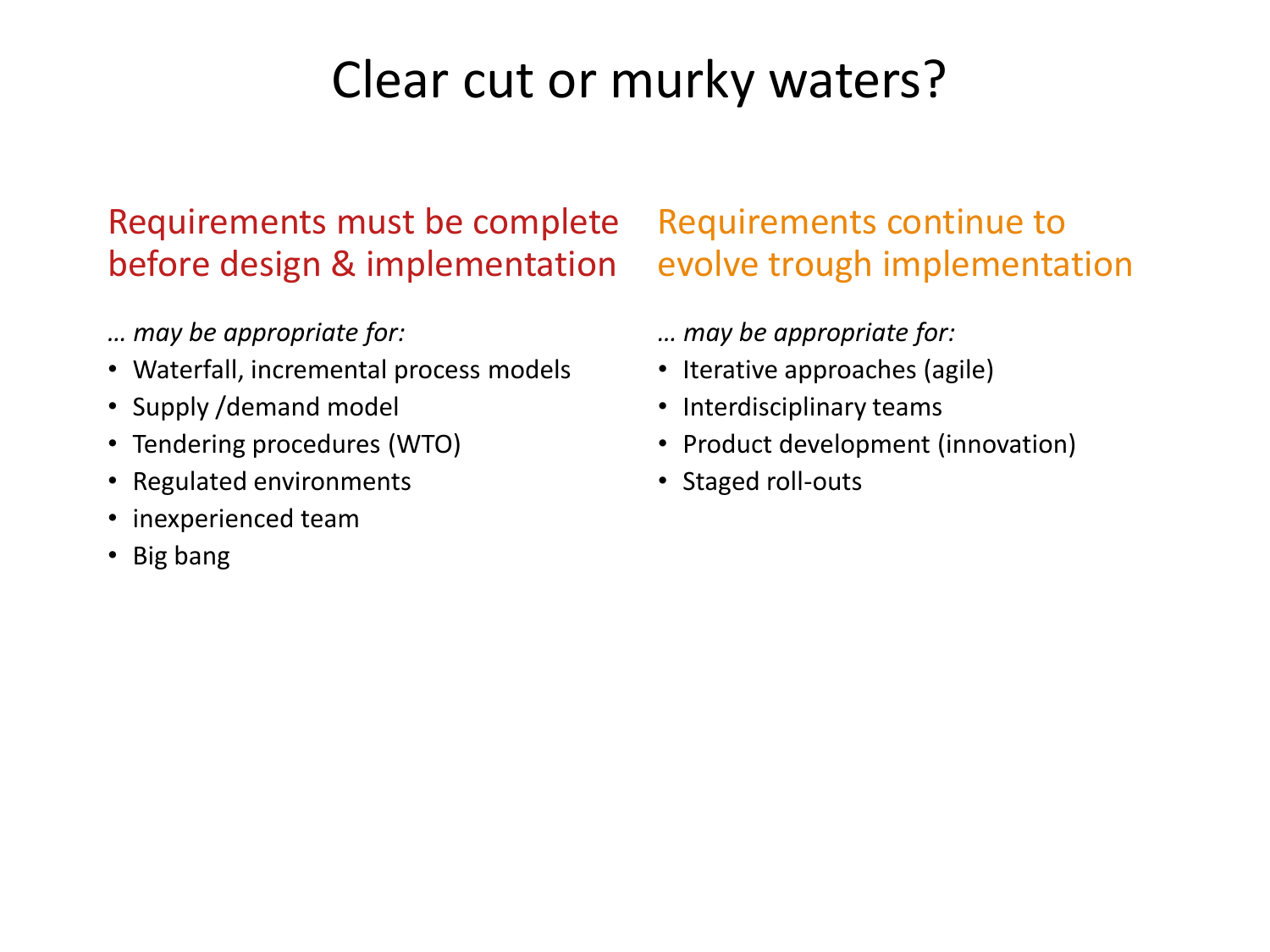# Clear cut or murky waters?

## Requirements must be complete before design & implementation

*… may be appropriate for:*

- Waterfall, incremental process models
- Supply /demand model
- Tendering procedures (WTO)
- Regulated environments
- inexperienced team
- Big bang

## Requirements continue to evolve trough implementation

*… may be appropriate for:*

- Iterative approaches (agile)
- Interdisciplinary teams
- Product development (innovation)
- Staged roll-outs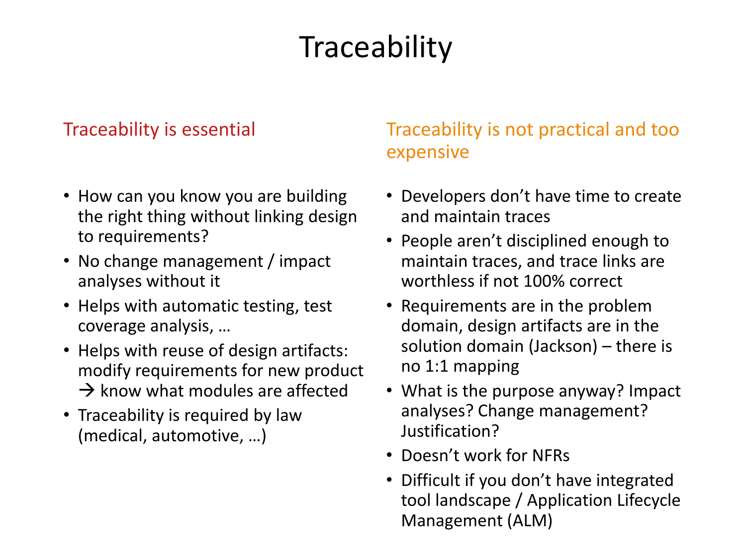# Traceability

## Traceability is essential

- How can you know you are building the right thing without linking design to requirements?
- No change management / impact analyses without it
- Helps with automatic testing, test coverage analysis, …
- Helps with reuse of design artifacts: modify requirements for new product → know what modules are affected
- Traceability is required by law (medical, automotive, …)

## Traceability is not practical and too expensive

- Developers don't have time to create and maintain traces
- People aren't disciplined enough to maintain traces, and trace links are worthless if not 100% correct
- Requirements are in the problem domain, design artifacts are in the solution domain (Jackson) – there is no 1:1 mapping
- What is the purpose anyway? Impact analyses? Change management? Justification?
- Doesn't work for NFRs
- Difficult if you don't have integrated tool landscape / Application Lifecycle Management (ALM)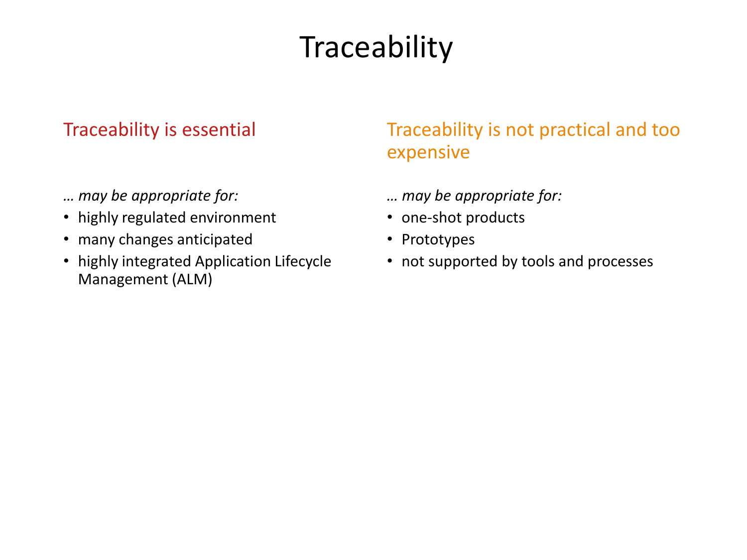# Traceability

## Traceability is essential

*… may be appropriate for:*

- highly regulated environment
- many changes anticipated
- highly integrated Application Lifecycle Management (ALM)

## Traceability is not practical and too expensive

*… may be appropriate for:*

- one-shot products
- Prototypes
- not supported by tools and processes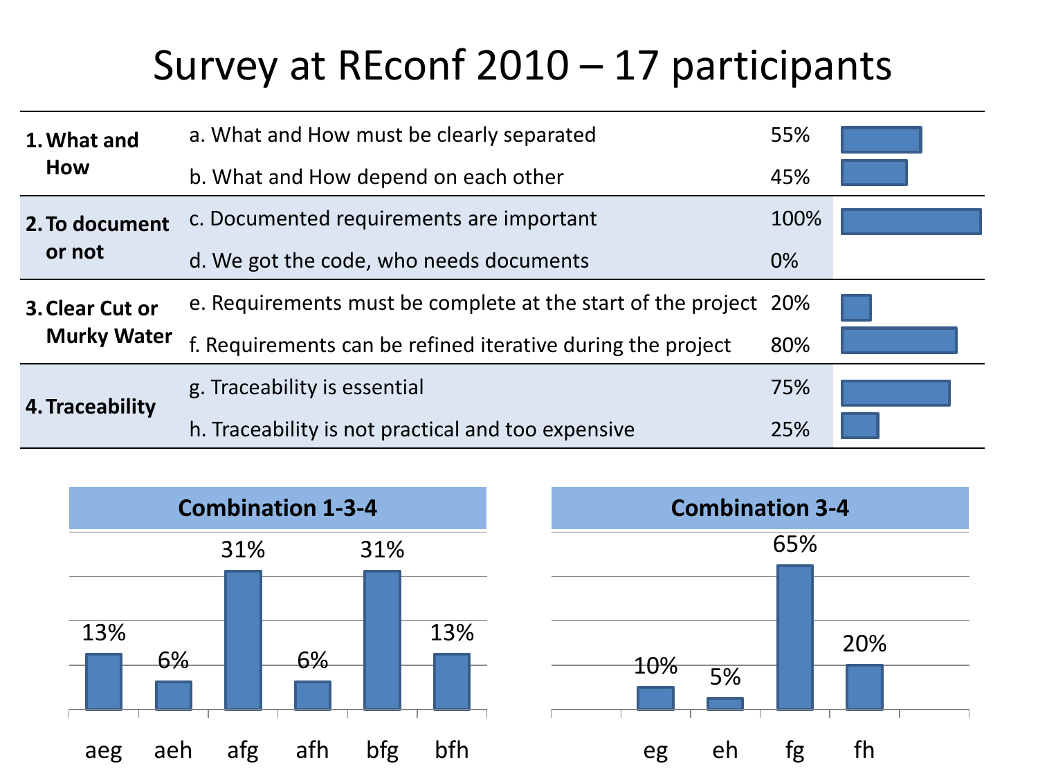# Survey at REconf 2010 – 17 participants

| | | | |
|---|---|---|---|
| **1. What and How** | a. What and How must be clearly separated | 55% | |
| | b. What and How depend on each other | 45% | |
| **2. To document or not** | c. Documented requirements are important | 100% | |
| | d. We got the code, who needs documents | 0% | |
| **3. Clear Cut or Murky Water** | e. Requirements must be complete at the start of the project | 20% | |
| | f. Requirements can be refined iterative during the project | 80% | |
| **4. Traceability** | g. Traceability is essential | 75% | |
| | h. Traceability is not practical and too expensive | 25% | |

**Combination 1-3-4**

| aeg | aeh | afg | afh | bfg | bfh |
|---|---|---|---|---|---|
| 13% | 6% | 31% | 6% | 31% | 13% |

**Combination 3-4**

| eg | eh | fg | fh |
|---|---|---|---|
| 10% | 5% | 65% | 20% |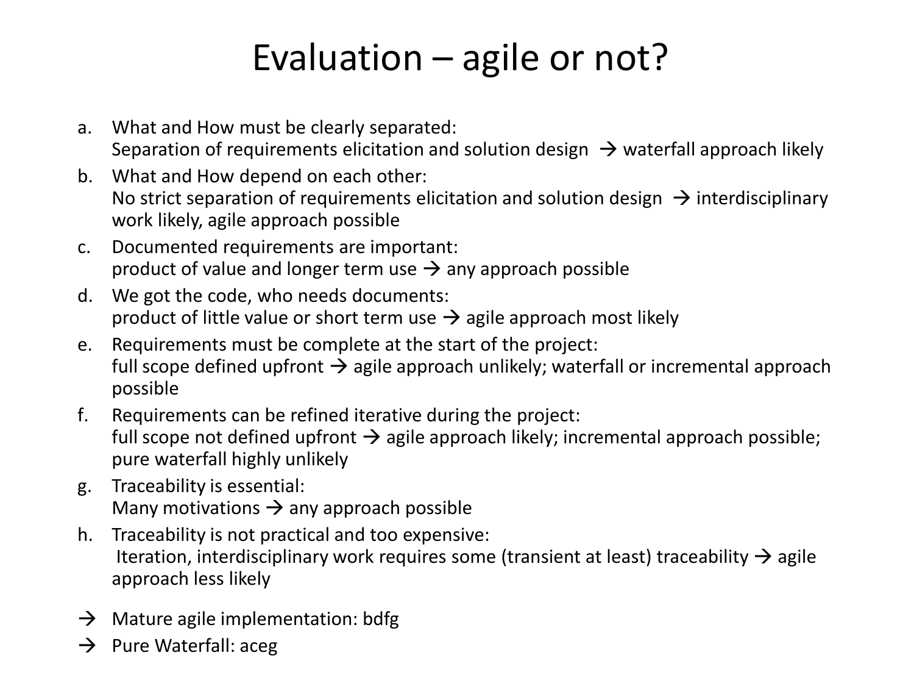# Evaluation – agile or not?

a. What and How must be clearly separated:
   Separation of requirements elicitation and solution design → waterfall approach likely
b. What and How depend on each other:
   No strict separation of requirements elicitation and solution design → interdisciplinary work likely, agile approach possible
c. Documented requirements are important:
   product of value and longer term use → any approach possible
d. We got the code, who needs documents:
   product of little value or short term use → agile approach most likely
e. Requirements must be complete at the start of the project:
   full scope defined upfront → agile approach unlikely; waterfall or incremental approach possible
f. Requirements can be refined iterative during the project:
   full scope not defined upfront → agile approach likely; incremental approach possible; pure waterfall highly unlikely
g. Traceability is essential:
   Many motivations → any approach possible
h. Traceability is not practical and too expensive:
   Iteration, interdisciplinary work requires some (transient at least) traceability → agile approach less likely

→ Mature agile implementation: bdfg

→ Pure Waterfall: aceg